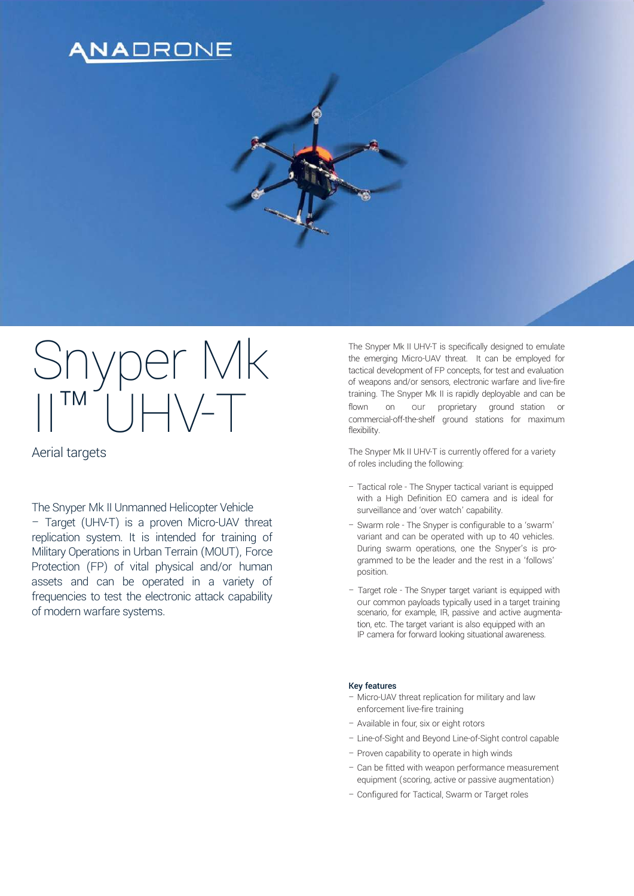ANADRONE

# Snyper Mk II™ UHV-T

## Aerial targets

The Snyper Mk II Unmanned Helicopter Vehicle – Target (UHV-T) is a proven Micro-UAV threat replication system. It is intended for training of Military Operations in Urban Terrain (MOUT), Force Protection (FP) of vital physical and/or human assets and can be operated in a variety of frequencies to test the electronic attack capability of modern warfare systems.

The Snyper Mk II UHV-T is specifically designed to emulate the emerging Micro-UAV threat. It can be employed for tactical development of FP concepts, for test and evaluation of weapons and/or sensors, electronic warfare and live-fire training. The Snyper Mk II is rapidly deployable and can be flown on our proprietary ground station or commercial-off-the-shelf ground stations for maximum flexibility.

The Snyper Mk II UHV-T is currently offered for a variety of roles including the following:

- Tactical role - The Snyper tactical variant is equipped with a High Definition EO camera and is ideal for surveillance and 'over watch' capability.
- Swarm role - The Snyper is configurable to a 'swarm' variant and can be operated with up to 40 vehicles. During swarm operations, one the Snyper's is programmed to be the leader and the rest in a 'follows' position.
- Target role - The Snyper target variant is equipped with our common payloads typically used in a target training scenario, for example, IR, passive and active augmentation, etc. The target variant is also equipped with an IP camera for forward looking situational awareness.

**Key features**

- Micro-UAV threat replication for military and law enforcement live-fire training
- Available in four, six or eight rotors
- Line-of-Sight and Beyond Line-of-Sight control capable
- Proven capability to operate in high winds
- Can be fitted with weapon performance measurement equipment (scoring, active or passive augmentation)
- Configured for Tactical, Swarm or Target roles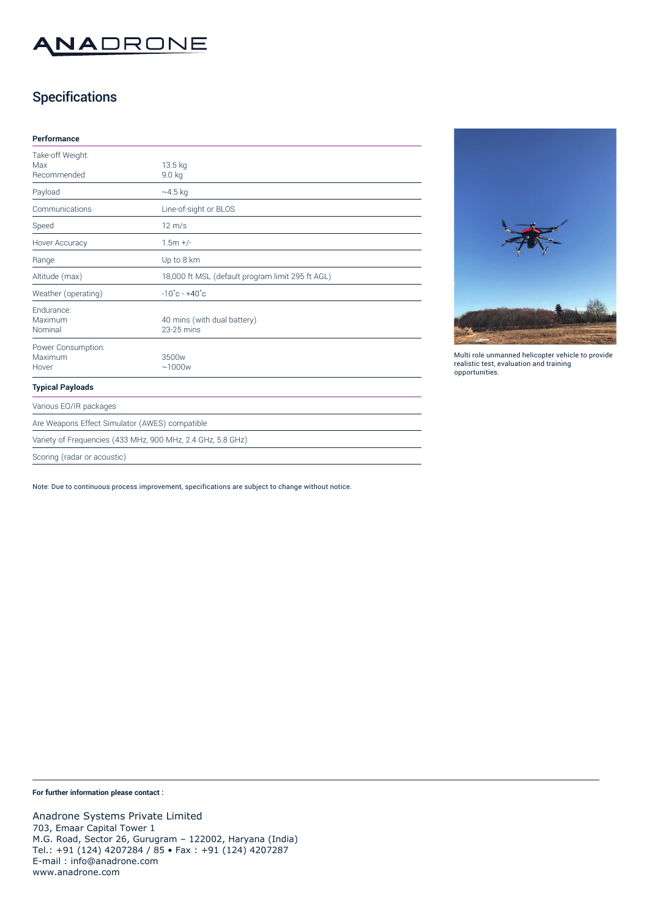# ANADRONE

## Specifications

| **Performance** | |
|---|---|
| Take-off Weight:<br>Max<br>Recommended | <br>13.5 kg<br>9.0 kg |
| Payload | ~4.5 kg |
| Communications | Line-of-sight or BLOS |
| Speed | 12 m/s |
| Hover Accuracy | 1.5m +/- |
| Range | Up to 8 km |
| Altitude (max) | 18,000 ft MSL (default program limit 295 ft AGL) |
| Weather (operating) | -10˚c - +40˚c |
| Endurance:<br>Maximum<br>Nominal | <br>40 mins (with dual battery)<br>23-25 mins |
| Power Consumption:<br>Maximum<br>Hover | <br>3500w<br>~1000w |

| **Typical Payloads** |
|---|
| Various EO/IR packages |
| Are Weapons Effect Simulator (AWES) compatible |
| Variety of Frequencies (433 MHz, 900 MHz, 2.4 GHz, 5.8 GHz) |
| Scoring (radar or acoustic) |

Multi role unmanned helicopter vehicle to provide realistic test, evaluation and training opportunities.

Note: Due to continuous process improvement, specifications are subject to change without notice.

**For further information please contact :**

Anadrone Systems Private Limited
703, Emaar Capital Tower 1
M.G. Road, Sector 26, Gurugram – 122002, Haryana (India)
Tel.: +91 (124) 4207284 / 85 • Fax : +91 (124) 4207287
E-mail : info@anadrone.com
www.anadrone.com